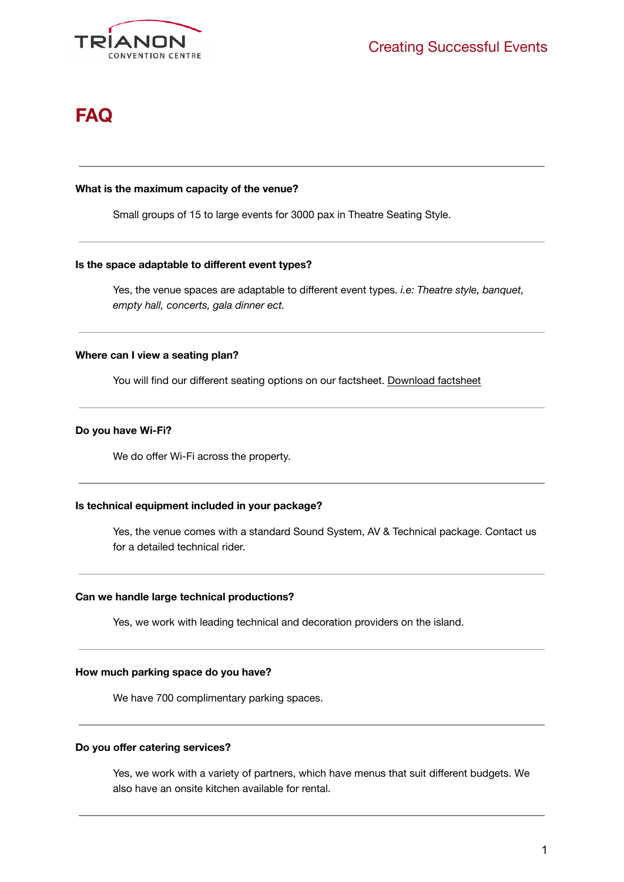TRIANON CONVENTION CENTRE

Creating Successful Events

# FAQ

---

**What is the maximum capacity of the venue?**

Small groups of 15 to large events for 3000 pax in Theatre Seating Style.

---

**Is the space adaptable to different event types?**

Yes, the venue spaces are adaptable to different event types. *i.e: Theatre style, banquet, empty hall, concerts, gala dinner ect.*

---

**Where can I view a seating plan?**

You will find our different seating options on our factsheet. Download factsheet

---

**Do you have Wi-Fi?**

We do offer Wi-Fi across the property.

---

**Is technical equipment included in your package?**

Yes, the venue comes with a standard Sound System, AV & Technical package. Contact us for a detailed technical rider.

---

**Can we handle large technical productions?**

Yes, we work with leading technical and decoration providers on the island.

---

**How much parking space do you have?**

We have 700 complimentary parking spaces.

---

**Do you offer catering services?**

Yes, we work with a variety of partners, which have menus that suit different budgets. We also have an onsite kitchen available for rental.

---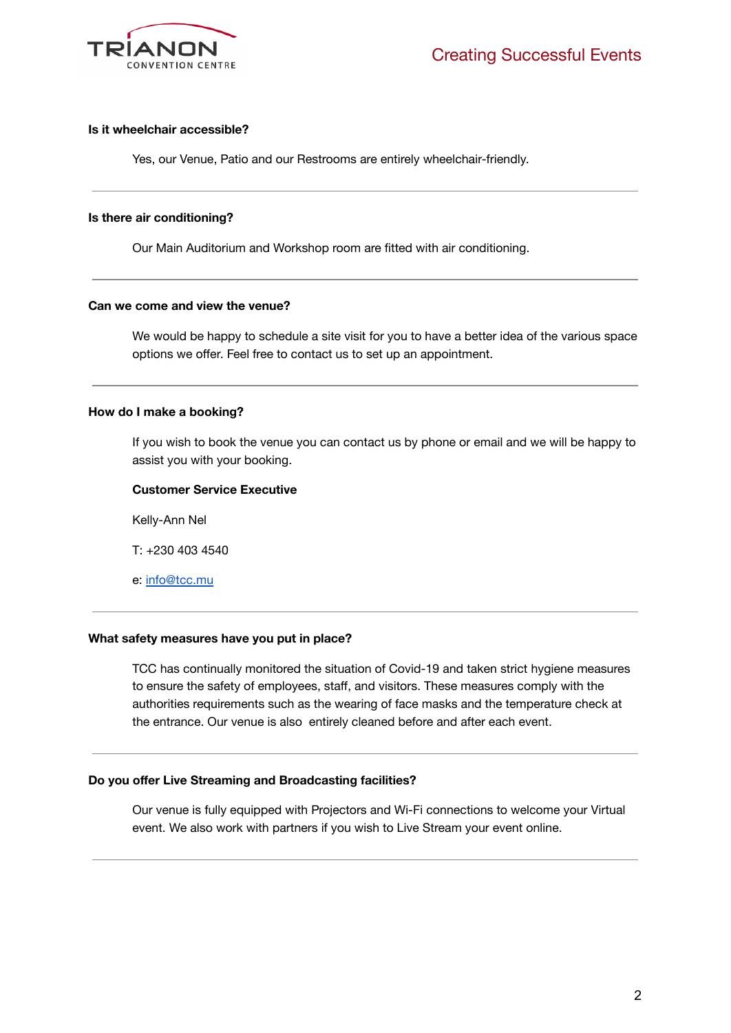**Is it wheelchair accessible?**

Yes, our Venue, Patio and our Restrooms are entirely wheelchair-friendly.

---

**Is there air conditioning?**

Our Main Auditorium and Workshop room are fitted with air conditioning.

---

**Can we come and view the venue?**

We would be happy to schedule a site visit for you to have a better idea of the various space options we offer. Feel free to contact us to set up an appointment.

---

**How do I make a booking?**

If you wish to book the venue you can contact us by phone or email and we will be happy to assist you with your booking.

**Customer Service Executive**

Kelly-Ann Nel

T: +230 403 4540

e: info@tcc.mu

---

**What safety measures have you put in place?**

TCC has continually monitored the situation of Covid-19 and taken strict hygiene measures to ensure the safety of employees, staff, and visitors. These measures comply with the authorities requirements such as the wearing of face masks and the temperature check at the entrance. Our venue is also entirely cleaned before and after each event.

---

**Do you offer Live Streaming and Broadcasting facilities?**

Our venue is fully equipped with Projectors and Wi-Fi connections to welcome your Virtual event. We also work with partners if you wish to Live Stream your event online.

---